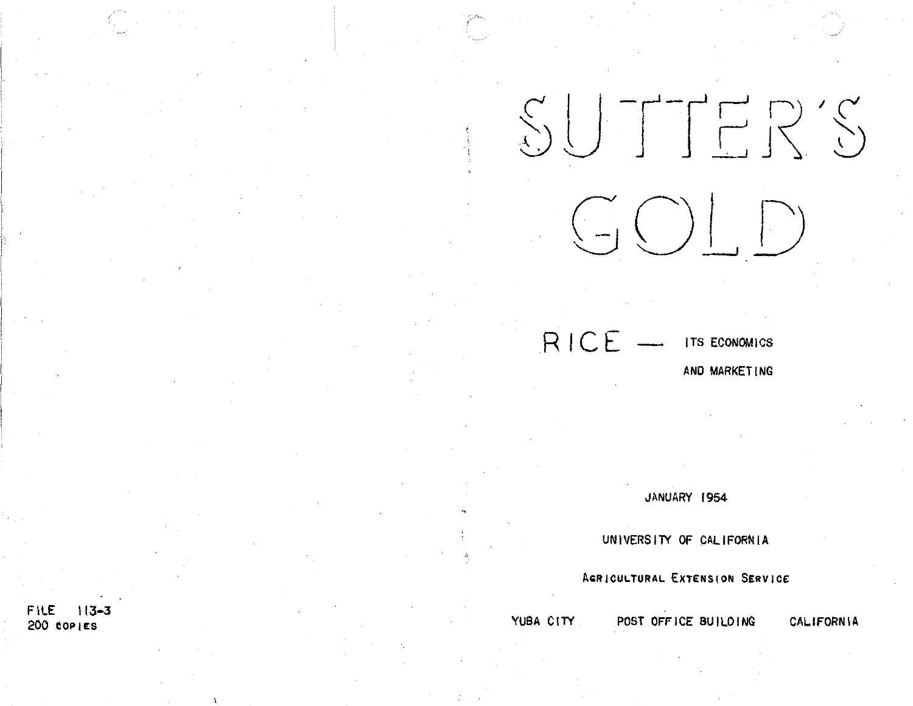# SUTTER'S GOLD

## RICE — ITS ECONOMICS AND MARKETING

JANUARY 1954

UNIVERSITY OF CALIFORNIA

AGRICULTURAL EXTENSION SERVICE

YUBA CITY POST OFFICE BUILDING CALIFORNIA

FILE 113-3
200 COPIES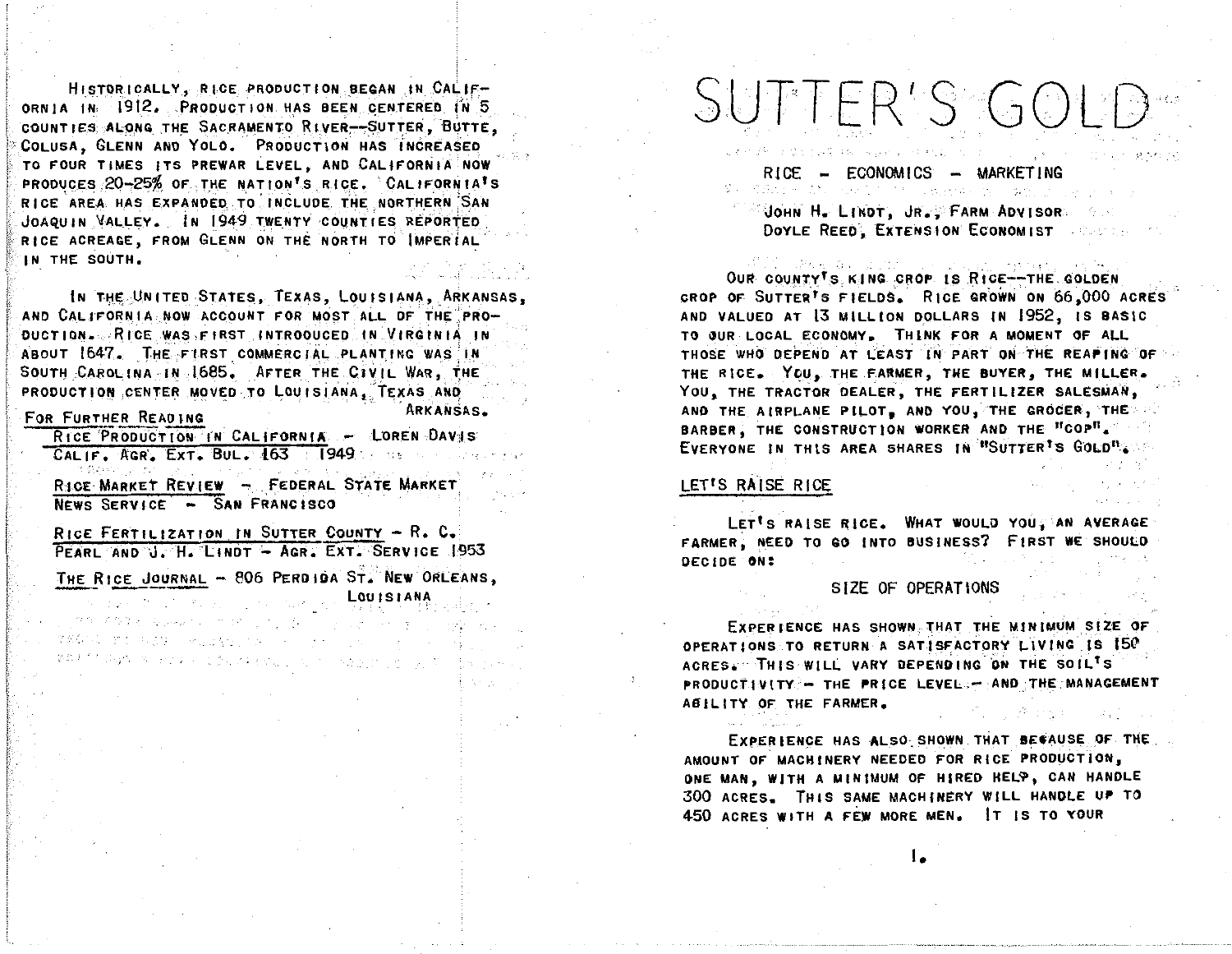Historically, rice production began in California in 1912. Production has been centered in 5 counties along the Sacramento River--Sutter, Butte, Colusa, Glenn and Yolo. Production has increased to four times its prewar level, and California now produces 20-25% of the nation's rice. California's rice area has expanded to include the northern San Joaquin Valley. In 1949 twenty counties reported rice acreage, from Glenn on the north to Imperial in the south.

In the United States, Texas, Louisiana, Arkansas, and California now account for most all of the production. Rice was first introduced in Virginia in about 1647. The first commercial planting was in South Carolina in 1685. After the Civil War, the production center moved to Louisiana, Texas and Arkansas.

## For Further Reading

- Rice Production in California - Loren Davis Calif. Agr. Ext. Bul. 163 1949
- Rice Market Review - Federal State Market News Service - San Francisco
- Rice Fertilization in Sutter County - R. C. Pearl and J. H. Lindt - Agr. Ext. Service 1953
- The Rice Journal - 806 Perdida St. New Orleans, Louisiana

# SUTTER'S GOLD

## RICE - ECONOMICS - MARKETING

John H. Lindt, Jr., Farm Advisor
Doyle Reed, Extension Economist

Our county's king crop is Rice--the golden crop of Sutter's fields. Rice grown on 66,000 acres and valued at 13 million dollars in 1952, is basic to our local economy. Think for a moment of all those who depend at least in part on the reaping of the rice. You, the farmer, the buyer, the miller. You, the tractor dealer, the fertilizer salesman, and the airplane pilot, and you, the grocer, the barber, the construction worker and the "cop". Everyone in this area shares in "Sutter's Gold".

## LET'S RAISE RICE

Let's raise rice. What would you, an average farmer, need to go into business? First we should decide on:

### SIZE OF OPERATIONS

Experience has shown that the minimum size of operations to return a satisfactory living is 150 acres. This will vary depending on the soil's productivity - the price level - and the management ability of the farmer.

Experience has also shown that because of the amount of machinery needed for rice production, one man, with a minimum of hired help, can handle 300 acres. This same machinery will handle up to 450 acres with a few more men. It is to your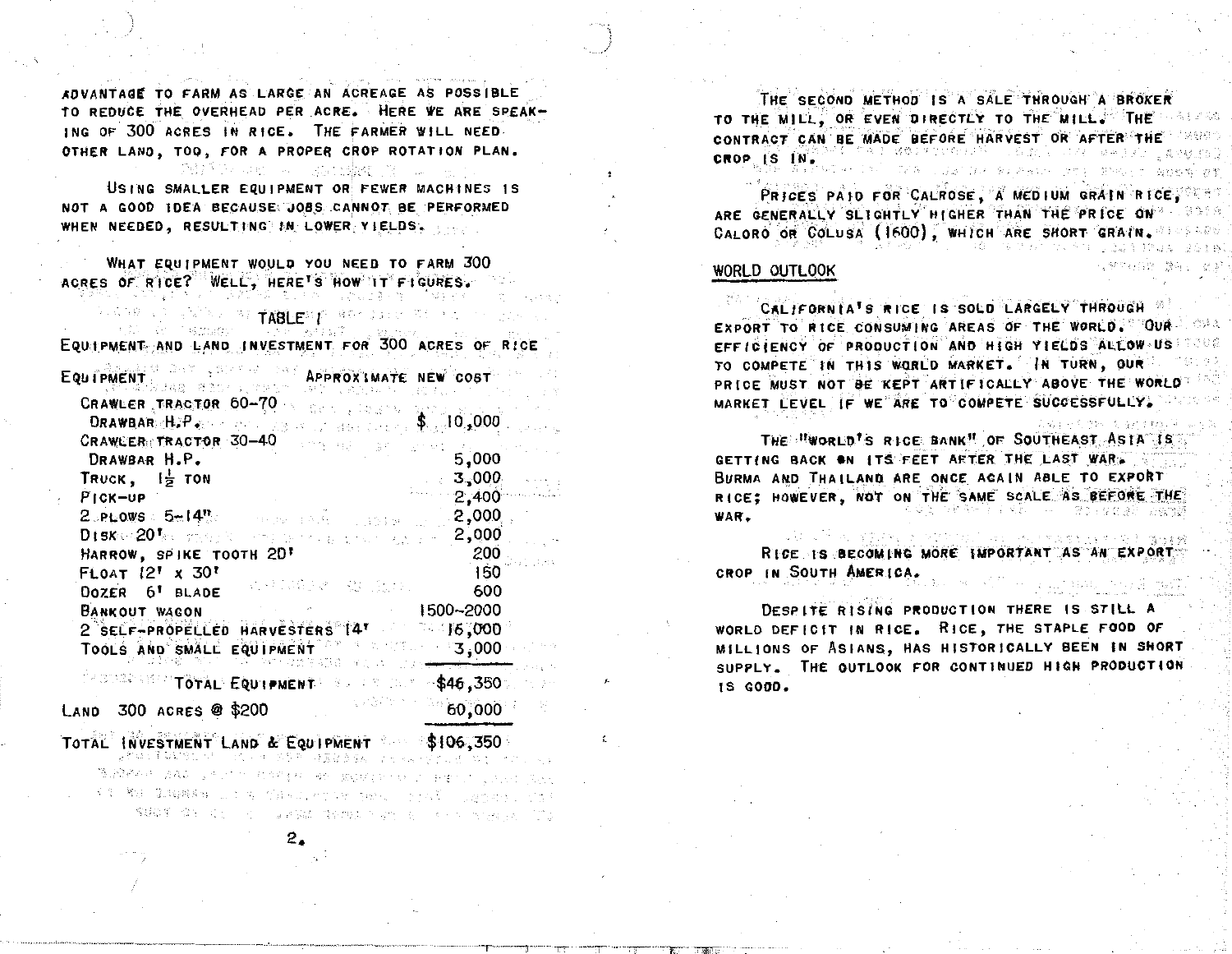advantage to farm as large an acreage as possible to reduce the overhead per acre. Here we are speaking of 300 acres in rice. The farmer will need other land, too, for a proper crop rotation plan.

Using smaller equipment or fewer machines is not a good idea because jobs cannot be performed when needed, resulting in lower yields.

What equipment would you need to farm 300 acres of rice? Well, here's how it figures.

TABLE I

Equipment and Land Investment for 300 Acres of Rice

| Equipment | Approximate New Cost |
|---|---|
| Crawler tractor 60-70 Drawbar H.P. | $ 10,000 |
| Crawler tractor 30-40 Drawbar H.P. | 5,000 |
| Truck, 1½ ton | 3,000 |
| Pick-up | 2,400 |
| 2 plows 5-14" | 2,000 |
| Disk 20' | 2,000 |
| Harrow, spike tooth 20' | 200 |
| Float 12' x 30' | 150 |
| Dozer 6' blade | 600 |
| Bankout wagon | 1500-2000 |
| 2 self-propelled harvesters 14' | 16,000 |
| Tools and small equipment | 3,000 |
| Total Equipment | $46,350 |
| Land 300 acres @ $200 | 60,000 |
| Total Investment Land & Equipment | $106,350 |

The second method is a sale through a broker to the mill, or even directly to the mill. The contract can be made before harvest or after the crop is in.

Prices paid for Calrose, a medium grain rice, are generally slightly higher than the price on Caloro or Colusa (1600), which are short grain.

## World Outlook

California's rice is sold largely through export to rice consuming areas of the world. Our efficiency of production and high yields allow us to compete in this world market. In turn, our price must not be kept artificially above the world market level if we are to compete successfully.

The "world's rice bank" of Southeast Asia is getting back on its feet after the last war. Burma and Thailand are once again able to export rice; however, not on the same scale as before the war.

Rice is becoming more important as an export crop in South America.

Despite rising production there is still a world deficit in rice. Rice, the staple food of millions of Asians, has historically been in short supply. The outlook for continued high production is good.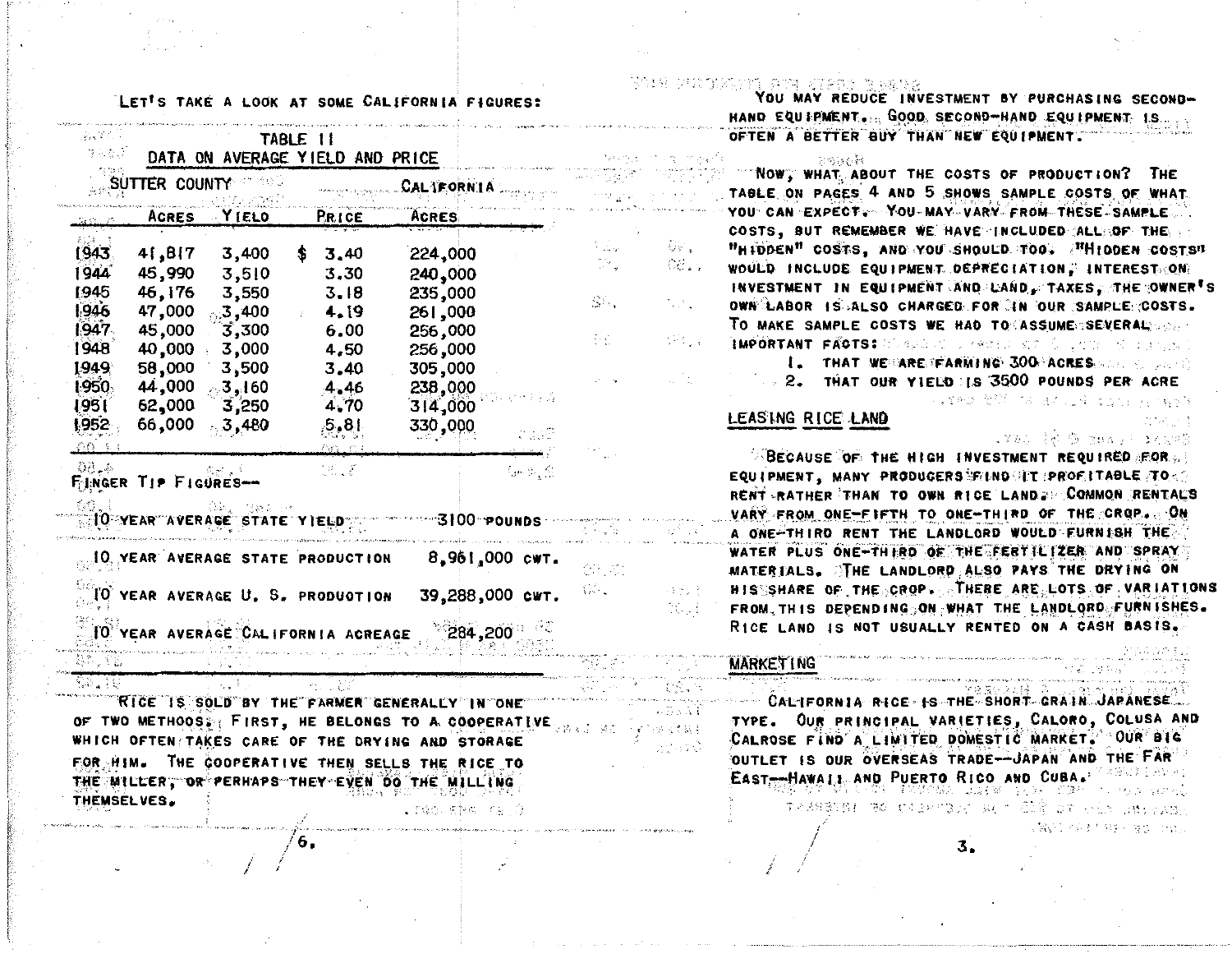LET'S TAKE A LOOK AT SOME CALIFORNIA FIGURES:

TABLE II
DATA ON AVERAGE YIELD AND PRICE

| | SUTTER COUNTY | | | CALIFORNIA |
|---|---|---|---|---|
| | ACRES | YIELD | PRICE | ACRES |
| 1943 | 41,817 | 3,400 | $ 3.40 | 224,000 |
| 1944 | 45,990 | 3,510 | 3.30 | 240,000 |
| 1945 | 46,176 | 3,550 | 3.18 | 235,000 |
| 1946 | 47,000 | 3,400 | 4.19 | 261,000 |
| 1947 | 45,000 | 3,300 | 6.00 | 256,000 |
| 1948 | 40,000 | 3,000 | 4.50 | 256,000 |
| 1949 | 58,000 | 3,500 | 3.40 | 305,000 |
| 1950 | 44,000 | 3,160 | 4.46 | 238,000 |
| 1951 | 62,000 | 3,250 | 4.70 | 314,000 |
| 1952 | 66,000 | 3,480 | 5.81 | 330,000 |

FINGER TIP FIGURES--

10 YEAR AVERAGE STATE YIELD 3100 POUNDS

10 YEAR AVERAGE STATE PRODUCTION 8,961,000 CWT.

10 YEAR AVERAGE U. S. PRODUCTION 39,288,000 CWT.

10 YEAR AVERAGE CALIFORNIA ACREAGE 284,200

RICE IS SOLD BY THE FARMER GENERALLY IN ONE OF TWO METHODS. FIRST, HE BELONGS TO A COOPERATIVE WHICH OFTEN TAKES CARE OF THE DRYING AND STORAGE FOR HIM. THE COOPERATIVE THEN SELLS THE RICE TO THE MILLER, OR PERHAPS THEY EVEN DO THE MILLING THEMSELVES.

YOU MAY REDUCE INVESTMENT BY PURCHASING SECOND-HAND EQUIPMENT. GOOD SECOND-HAND EQUIPMENT IS OFTEN A BETTER BUY THAN NEW EQUIPMENT.

NOW, WHAT ABOUT THE COSTS OF PRODUCTION? THE TABLE ON PAGES 4 AND 5 SHOWS SAMPLE COSTS OF WHAT YOU CAN EXPECT. YOU MAY VARY FROM THESE SAMPLE COSTS, BUT REMEMBER WE HAVE INCLUDED ALL OF THE "HIDDEN" COSTS, AND YOU SHOULD TOO. "HIDDEN COSTS" WOULD INCLUDE EQUIPMENT DEPRECIATION, INTEREST ON INVESTMENT IN EQUIPMENT AND LAND, TAXES, THE OWNER'S OWN LABOR IS ALSO CHARGED FOR IN OUR SAMPLE COSTS. TO MAKE SAMPLE COSTS WE HAD TO ASSUME SEVERAL IMPORTANT FACTS:

1. THAT WE ARE FARMING 300 ACRES
2. THAT OUR YIELD IS 3500 POUNDS PER ACRE

## LEASING RICE LAND

BECAUSE OF THE HIGH INVESTMENT REQUIRED FOR EQUIPMENT, MANY PRODUCERS FIND IT PROFITABLE TO RENT RATHER THAN TO OWN RICE LAND. COMMON RENTALS VARY FROM ONE-FIFTH TO ONE-THIRD OF THE CROP. ON A ONE-THIRD RENT THE LANDLORD WOULD FURNISH THE WATER PLUS ONE-THIRD OF THE FERTILIZER AND SPRAY MATERIALS. THE LANDLORD ALSO PAYS THE DRYING ON HIS SHARE OF THE CROP. THERE ARE LOTS OF VARIATIONS FROM THIS DEPENDING ON WHAT THE LANDLORD FURNISHES. RICE LAND IS NOT USUALLY RENTED ON A CASH BASIS.

## MARKETING

CALIFORNIA RICE IS THE SHORT GRAIN JAPANESE TYPE. OUR PRINCIPAL VARIETIES, CALORO, COLUSA AND CALROSE FIND A LIMITED DOMESTIC MARKET. OUR BIG OUTLET IS OUR OVERSEAS TRADE--JAPAN AND THE FAR EAST--HAWAII AND PUERTO RICO AND CUBA.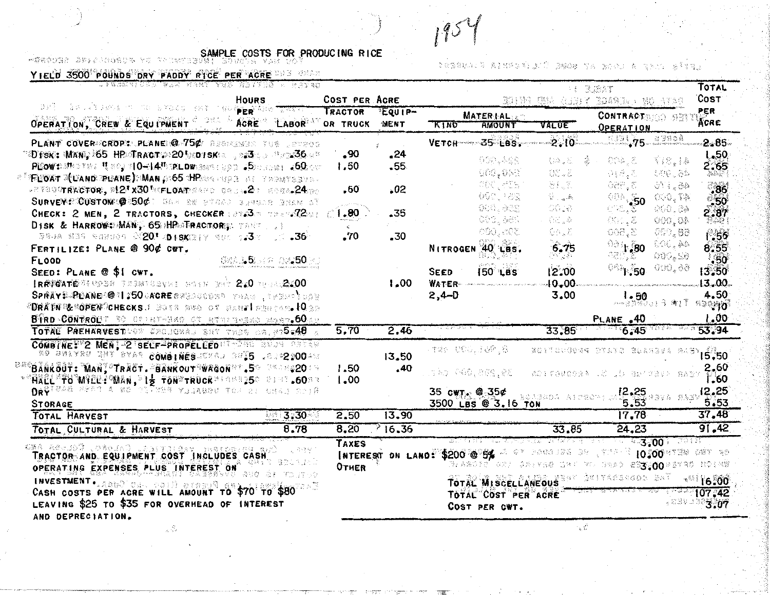1954

# SAMPLE COSTS FOR PRODUCING RICE

YIELD 3500 POUNDS DRY PADDY RICE PER ACRE

| Operation, Crew & Equipment | Hours per Acre | Labor | Cost per Acre: Tractor or Truck | Cost per Acre: Equipment | Material: Kind | Material: Amount | Material: Value | Contract Operation | Total Cost per Acre |
|---|---|---|---|---|---|---|---|---|---|
| PLANT COVER CROP: PLANE @ 75¢ | | | | | VETCH | 35 LBS. | 2.10 | .75 | 2.85 |
| DISK: MAN, 65 HP TRACT. 20' DISK | .3 | .36 | .90 | .24 | | | | | 1.50 |
| PLOW: " " 10-14" PLOW | .5 | .60 | 1.50 | .55 | | | | | 2.65 |
| FLOAT (LAND PLANE) MAN, 65 HP TRACTOR, 12' X 30' FLOAT | .2 | .24 | .60 | .02 | | | | | .86 |
| SURVEY: CUSTOM @ 50¢ | | | | | | | | .50 | .50 |
| CHECK: 2 MEN, 2 TRACTORS, CHECKER | .3 | .72 | 1.80 | .35 | | | | | 2.87 |
| DISK & HARROW: MAN, 65 HP TRACTOR, 20' DISK | .3 | .36 | .70 | .30 | | | | | 1.56 |
| FERTILIZE: PLANE @ 90¢ CWT. | | | | | NITROGEN | 40 LBS. | 6.75 | 1.80 | 8.55 |
| FLOOD | .5 | .50 | | | | | | | .50 |
| SEED: PLANE @ $1 CWT. | | | | | SEED | 150 LBS | 12.00 | 1.50 | 13.50 |
| IRRIGATE | 2.0 | 2.00 | | 1.00 | WATER | | 10.00 | | 13.00 |
| SPRAY: PLANE @ 1.50 ACRE | | | | | 2,4-D | | 3.00 | 1.50 | 4.50 |
| DRAIN & OPEN CHECKS | .1 | .10 | | | | | | | .10 |
| BIRD CONTROL | | .60 | | | | | | PLANE .40 | 1.00 |
| TOTAL PREHARVEST | | 5.48 | 5.70 | 2.46 | | | 33.85 | 6.45 | 53.94 |
| COMBINE: 2 MEN, 2 SELF-PROPELLED COMBINES | .5 | 2.00 | | 13.50 | | | | | 15.50 |
| BANKOUT: MAN, TRACT. BANKOUT WAGON | .5 | .20 | 1.50 | .40 | | | | | 2.60 |
| HALL TO MILL: MAN, 1½ TON TRUCK | .5 | .60 | 1.00 | | | | | | 1.60 |
| DRY | | | | | 35 CWT. @ 35¢ | | | 12.25 | 12.25 |
| STORAGE | | | | | 3500 LBS @ 3.16 TON | | | 5.53 | 5.53 |
| TOTAL HARVEST | 3.30 | | 2.50 | 13.90 | | | | 17.78 | 37.48 |
| TOTAL CULTURAL & HARVEST | | 8.78 | 8.20 | 16.36 | | | 33.85 | 24.23 | 91.42 |

TRACTOR AND EQUIPMENT COST INCLUDES CASH OPERATING EXPENSES PLUS INTEREST ON INVESTMENT.

CASH COSTS PER ACRE WILL AMOUNT TO $70 TO $80 LEAVING $25 TO $35 FOR OVERHEAD OF INTEREST AND DEPRECIATION.

| | | |
|---|---|---|
| TAXES | | 3.00 |
| INTEREST ON LAND: $200 @ 5% | | 10.00 |
| OTHER | | 3.00 |
| | TOTAL MISCELLANEOUS | 16.00 |
| | TOTAL COST PER ACRE | 107.42 |
| | COST PER CWT. | 3.07 |